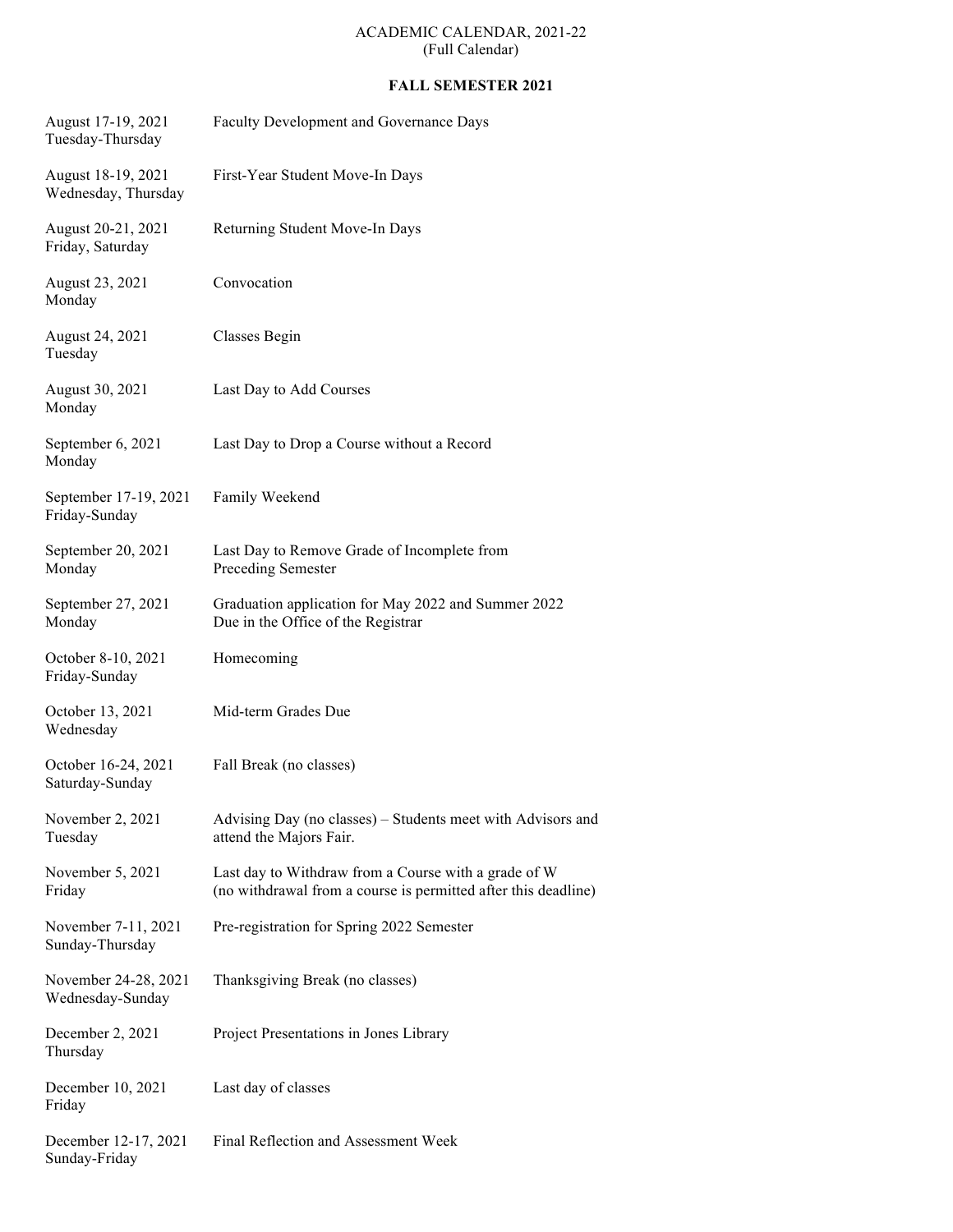ACADEMIC CALENDAR, 2021-22
(Full Calendar)

## FALL SEMESTER 2021

| Date | Event |
|---|---|
| August 17-19, 2021<br>Tuesday-Thursday | Faculty Development and Governance Days |
| August 18-19, 2021<br>Wednesday, Thursday | First-Year Student Move-In Days |
| August 20-21, 2021<br>Friday, Saturday | Returning Student Move-In Days |
| August 23, 2021<br>Monday | Convocation |
| August 24, 2021<br>Tuesday | Classes Begin |
| August 30, 2021<br>Monday | Last Day to Add Courses |
| September 6, 2021<br>Monday | Last Day to Drop a Course without a Record |
| September 17-19, 2021<br>Friday-Sunday | Family Weekend |
| September 20, 2021<br>Monday | Last Day to Remove Grade of Incomplete from Preceding Semester |
| September 27, 2021<br>Monday | Graduation application for May 2022 and Summer 2022 Due in the Office of the Registrar |
| October 8-10, 2021<br>Friday-Sunday | Homecoming |
| October 13, 2021<br>Wednesday | Mid-term Grades Due |
| October 16-24, 2021<br>Saturday-Sunday | Fall Break (no classes) |
| November 2, 2021<br>Tuesday | Advising Day (no classes) – Students meet with Advisors and attend the Majors Fair. |
| November 5, 2021<br>Friday | Last day to Withdraw from a Course with a grade of W (no withdrawal from a course is permitted after this deadline) |
| November 7-11, 2021<br>Sunday-Thursday | Pre-registration for Spring 2022 Semester |
| November 24-28, 2021<br>Wednesday-Sunday | Thanksgiving Break (no classes) |
| December 2, 2021<br>Thursday | Project Presentations in Jones Library |
| December 10, 2021<br>Friday | Last day of classes |
| December 12-17, 2021<br>Sunday-Friday | Final Reflection and Assessment Week |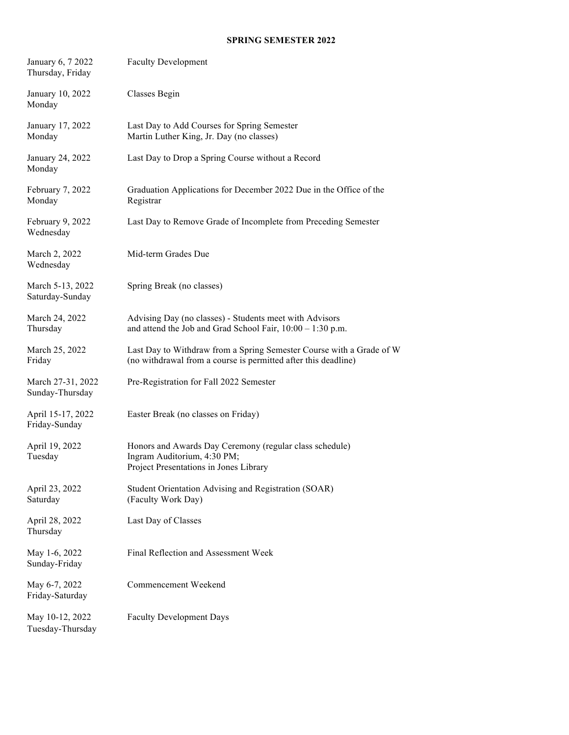**SPRING SEMESTER 2022**

| | |
|---|---|
| January 6, 7 2022<br>Thursday, Friday | Faculty Development |
| January 10, 2022<br>Monday | Classes Begin |
| January 17, 2022<br>Monday | Last Day to Add Courses for Spring Semester<br>Martin Luther King, Jr. Day (no classes) |
| January 24, 2022<br>Monday | Last Day to Drop a Spring Course without a Record |
| February 7, 2022<br>Monday | Graduation Applications for December 2022 Due in the Office of the Registrar |
| February 9, 2022<br>Wednesday | Last Day to Remove Grade of Incomplete from Preceding Semester |
| March 2, 2022<br>Wednesday | Mid-term Grades Due |
| March 5-13, 2022<br>Saturday-Sunday | Spring Break (no classes) |
| March 24, 2022<br>Thursday | Advising Day (no classes) - Students meet with Advisors and attend the Job and Grad School Fair, 10:00 – 1:30 p.m. |
| March 25, 2022<br>Friday | Last Day to Withdraw from a Spring Semester Course with a Grade of W (no withdrawal from a course is permitted after this deadline) |
| March 27-31, 2022<br>Sunday-Thursday | Pre-Registration for Fall 2022 Semester |
| April 15-17, 2022<br>Friday-Sunday | Easter Break (no classes on Friday) |
| April 19, 2022<br>Tuesday | Honors and Awards Day Ceremony (regular class schedule)<br>Ingram Auditorium, 4:30 PM;<br>Project Presentations in Jones Library |
| April 23, 2022<br>Saturday | Student Orientation Advising and Registration (SOAR)<br>(Faculty Work Day) |
| April 28, 2022<br>Thursday | Last Day of Classes |
| May 1-6, 2022<br>Sunday-Friday | Final Reflection and Assessment Week |
| May 6-7, 2022<br>Friday-Saturday | Commencement Weekend |
| May 10-12, 2022<br>Tuesday-Thursday | Faculty Development Days |